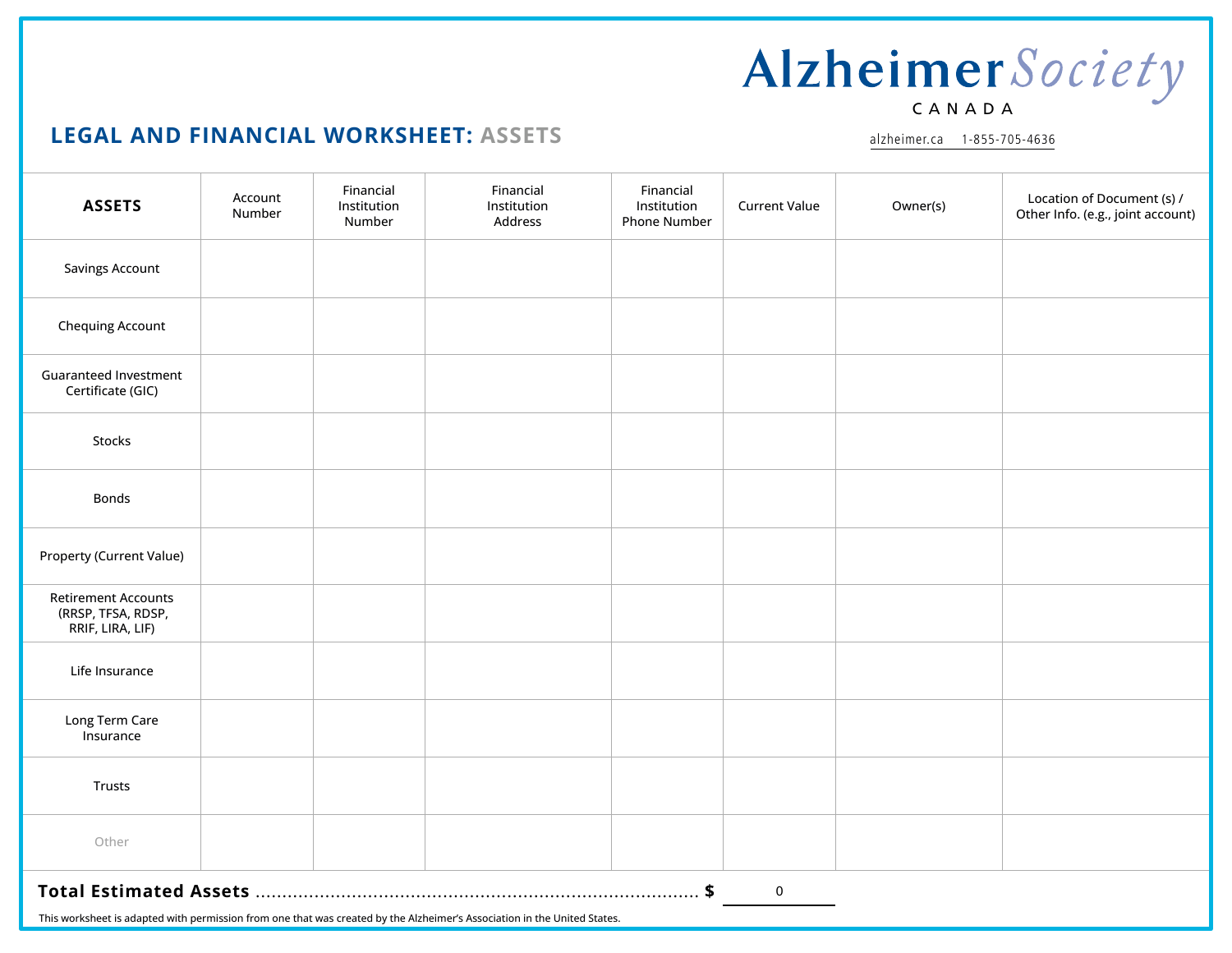Alzheimer Society CANADA

alzheimer.ca 1-855-705-4636

# LEGAL AND FINANCIAL WORKSHEET: ASSETS

| ASSETS | Account Number | Financial Institution Number | Financial Institution Address | Financial Institution Phone Number | Current Value | Owner(s) | Location of Document (s) / Other Info. (e.g., joint account) |
|---|---|---|---|---|---|---|---|
| Savings Account | | | | | | | |
| Chequing Account | | | | | | | |
| Guaranteed Investment Certificate (GIC) | | | | | | | |
| Stocks | | | | | | | |
| Bonds | | | | | | | |
| Property (Current Value) | | | | | | | |
| Retirement Accounts (RRSP, TFSA, RDSP, RRIF, LIRA, LIF) | | | | | | | |
| Life Insurance | | | | | | | |
| Long Term Care Insurance | | | | | | | |
| Trusts | | | | | | | |
| Other | | | | | | | |

**Total Estimated Assets** ........................................................................... **$** 0

This worksheet is adapted with permission from one that was created by the Alzheimer's Association in the United States.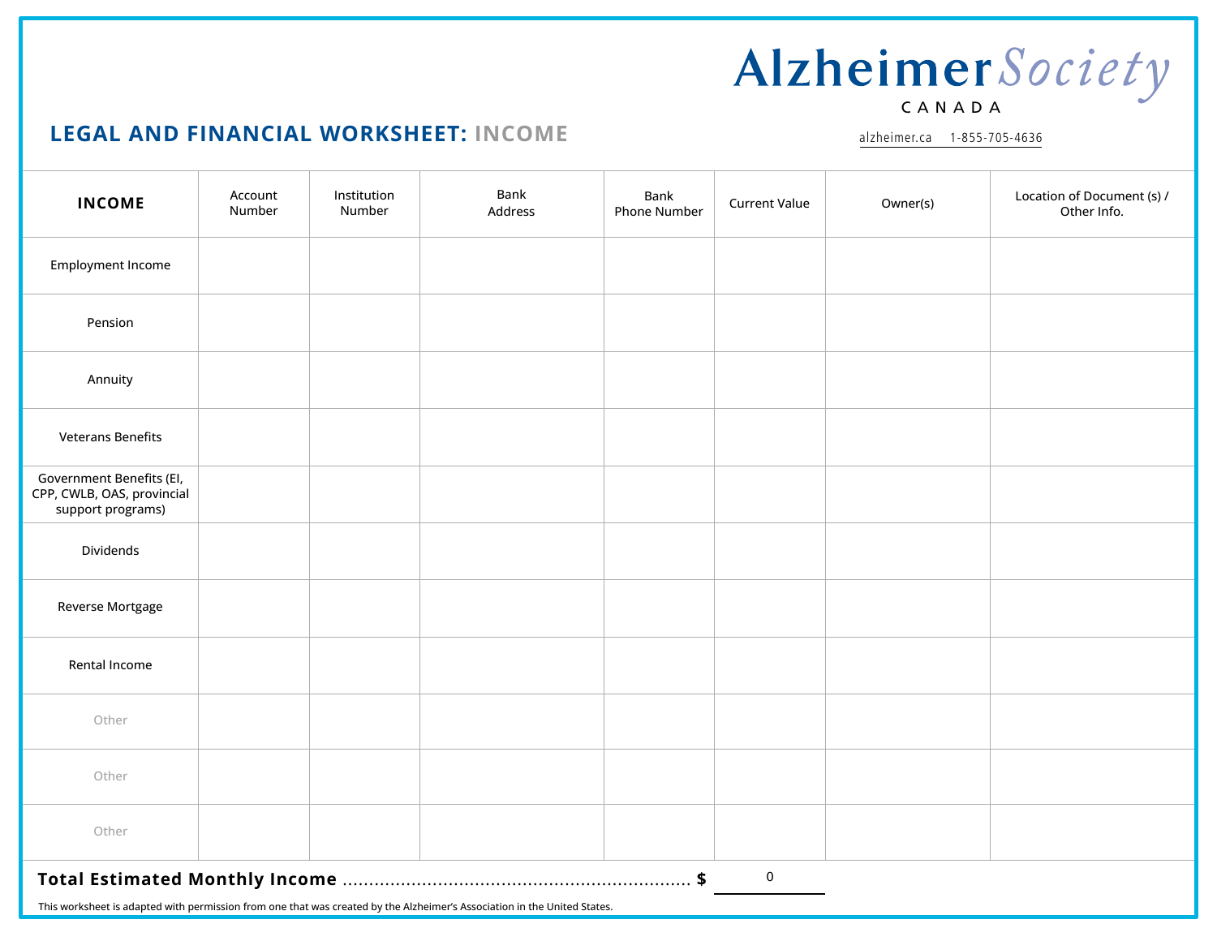Alzheimer Society
CANADA

alzheimer.ca 1-855-705-4636

# LEGAL AND FINANCIAL WORKSHEET: INCOME

| **INCOME** | Account Number | Institution Number | Bank Address | Bank Phone Number | Current Value | Owner(s) | Location of Document (s) / Other Info. |
|---|---|---|---|---|---|---|---|
| Employment Income | | | | | | | |
| Pension | | | | | | | |
| Annuity | | | | | | | |
| Veterans Benefits | | | | | | | |
| Government Benefits (EI, CPP, CWLB, OAS, provincial support programs) | | | | | | | |
| Dividends | | | | | | | |
| Reverse Mortgage | | | | | | | |
| Rental Income | | | | | | | |
| Other | | | | | | | |
| Other | | | | | | | |
| Other | | | | | | | |

**Total Estimated Monthly Income** ............................................................... **$** 0

This worksheet is adapted with permission from one that was created by the Alzheimer's Association in the United States.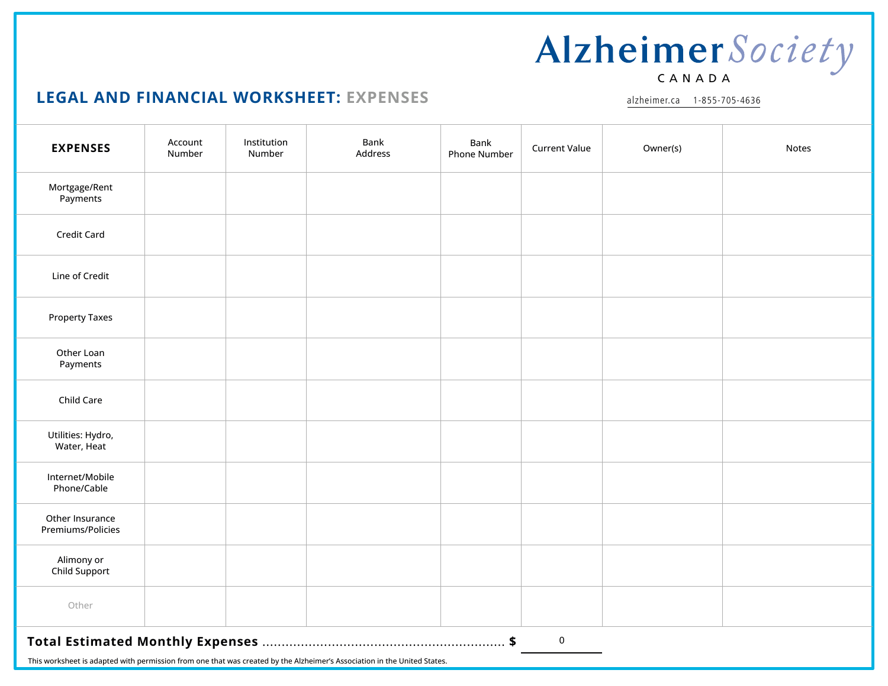Alzheimer Society CANADA

alzheimer.ca 1-855-705-4636

## LEGAL AND FINANCIAL WORKSHEET: EXPENSES

| EXPENSES | Account Number | Institution Number | Bank Address | Bank Phone Number | Current Value | Owner(s) | Notes |
|---|---|---|---|---|---|---|---|
| Mortgage/Rent Payments | | | | | | | |
| Credit Card | | | | | | | |
| Line of Credit | | | | | | | |
| Property Taxes | | | | | | | |
| Other Loan Payments | | | | | | | |
| Child Care | | | | | | | |
| Utilities: Hydro, Water, Heat | | | | | | | |
| Internet/Mobile Phone/Cable | | | | | | | |
| Other Insurance Premiums/Policies | | | | | | | |
| Alimony or Child Support | | | | | | | |
| Other | | | | | | | |

**Total Estimated Monthly Expenses** ............................................................ **$** 0

This worksheet is adapted with permission from one that was created by the Alzheimer's Association in the United States.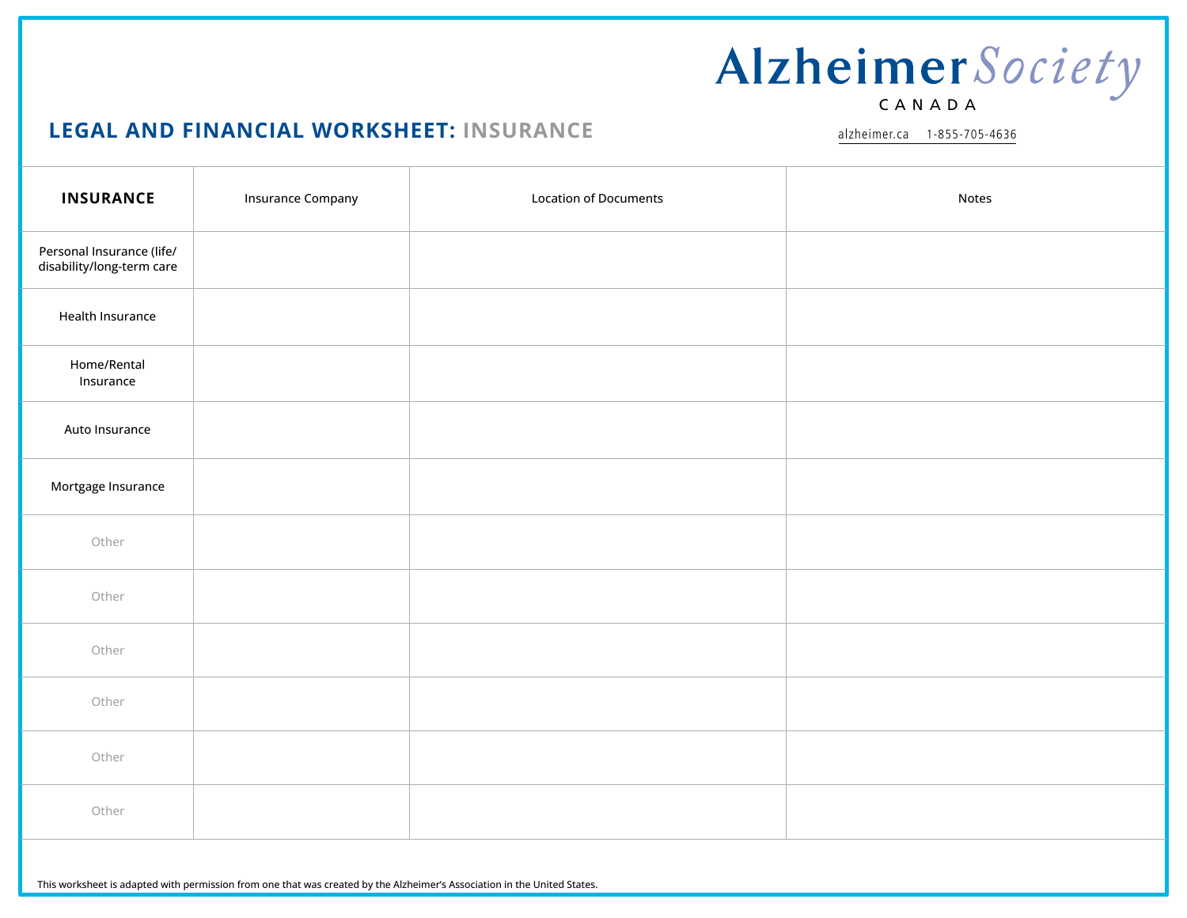Alzheimer Society CANADA

alzheimer.ca 1-855-705-4636

## LEGAL AND FINANCIAL WORKSHEET: INSURANCE

| INSURANCE | Insurance Company | Location of Documents | Notes |
|---|---|---|---|
| Personal Insurance (life/ disability/long-term care | | | |
| Health Insurance | | | |
| Home/Rental Insurance | | | |
| Auto Insurance | | | |
| Mortgage Insurance | | | |
| Other | | | |
| Other | | | |
| Other | | | |
| Other | | | |
| Other | | | |
| Other | | | |

This worksheet is adapted with permission from one that was created by the Alzheimer's Association in the United States.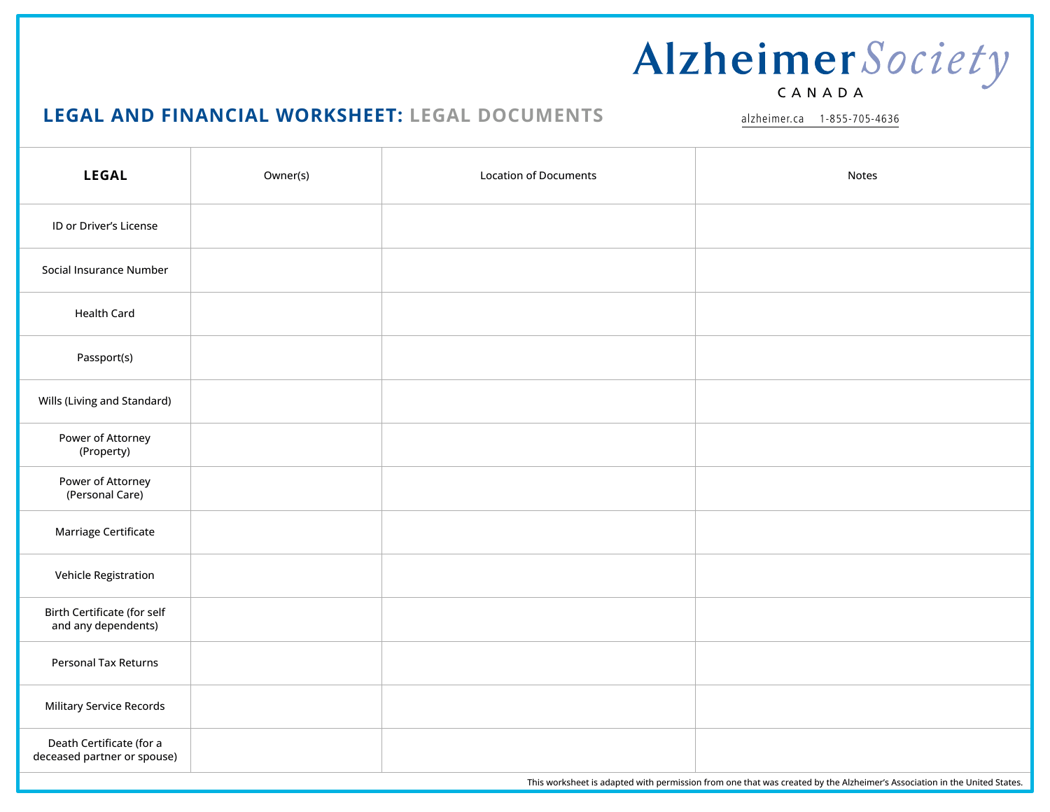Alzheimer Society CANADA

alzheimer.ca 1-855-705-4636

## LEGAL AND FINANCIAL WORKSHEET: LEGAL DOCUMENTS

| LEGAL | Owner(s) | Location of Documents | Notes |
|---|---|---|---|
| ID or Driver's License | | | |
| Social Insurance Number | | | |
| Health Card | | | |
| Passport(s) | | | |
| Wills (Living and Standard) | | | |
| Power of Attorney (Property) | | | |
| Power of Attorney (Personal Care) | | | |
| Marriage Certificate | | | |
| Vehicle Registration | | | |
| Birth Certificate (for self and any dependents) | | | |
| Personal Tax Returns | | | |
| Military Service Records | | | |
| Death Certificate (for a deceased partner or spouse) | | | |

This worksheet is adapted with permission from one that was created by the Alzheimer's Association in the United States.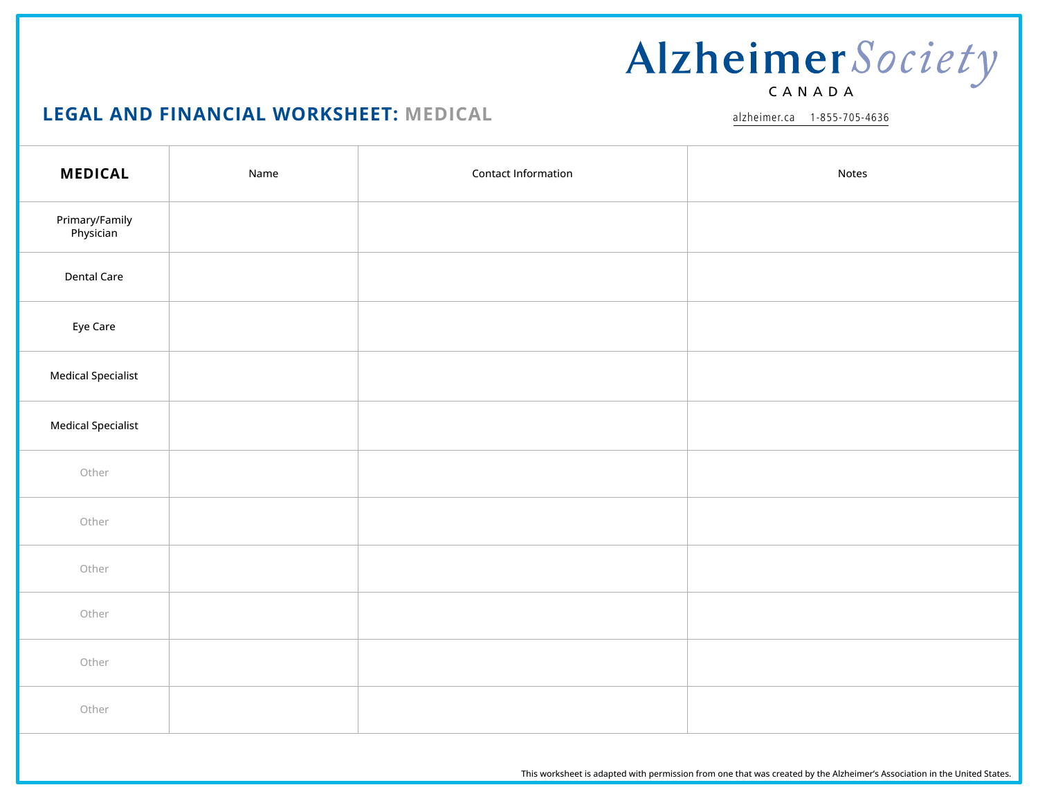Alzheimer Society CANADA

alzheimer.ca 1-855-705-4636

# LEGAL AND FINANCIAL WORKSHEET: MEDICAL

| **MEDICAL** | Name | Contact Information | Notes |
|---|---|---|---|
| Primary/Family Physician | | | |
| Dental Care | | | |
| Eye Care | | | |
| Medical Specialist | | | |
| Medical Specialist | | | |
| Other | | | |
| Other | | | |
| Other | | | |
| Other | | | |
| Other | | | |
| Other | | | |

This worksheet is adapted with permission from one that was created by the Alzheimer's Association in the United States.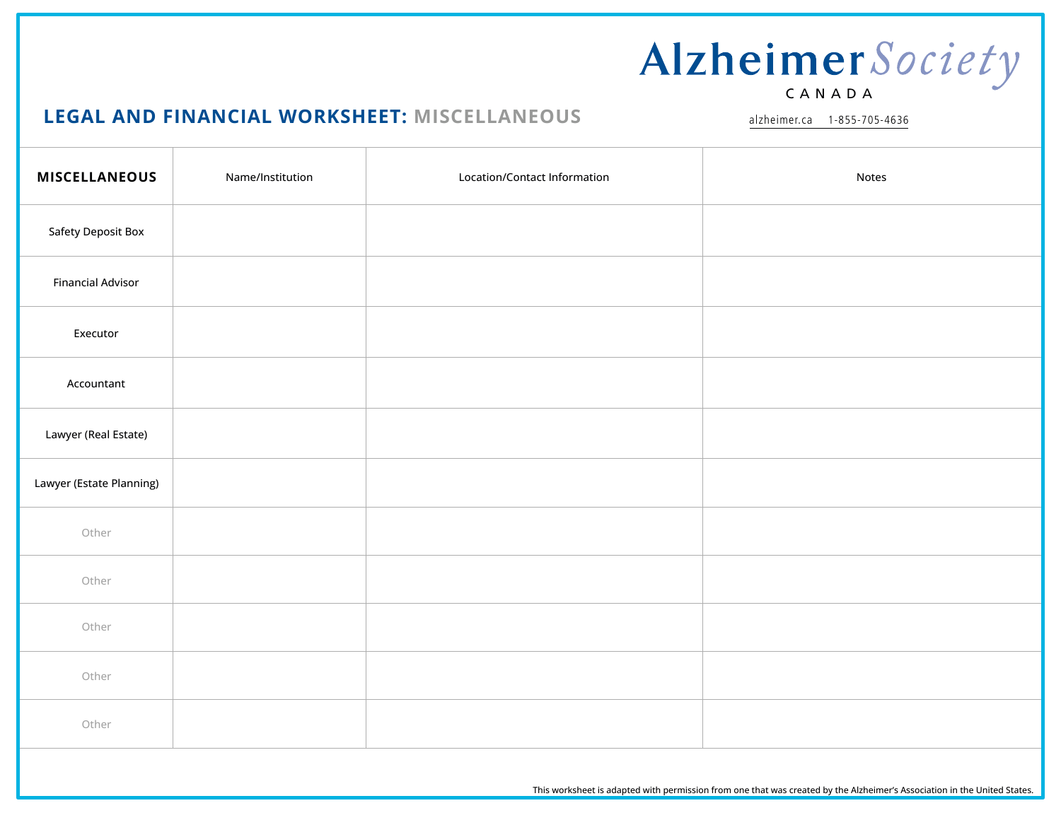Alzheimer Society

CANADA

alzheimer.ca 1-855-705-4636

# LEGAL AND FINANCIAL WORKSHEET: MISCELLANEOUS

| **MISCELLANEOUS** | Name/Institution | Location/Contact Information | Notes |
|---|---|---|---|
| Safety Deposit Box | | | |
| Financial Advisor | | | |
| Executor | | | |
| Accountant | | | |
| Lawyer (Real Estate) | | | |
| Lawyer (Estate Planning) | | | |
| Other | | | |
| Other | | | |
| Other | | | |
| Other | | | |
| Other | | | |

This worksheet is adapted with permission from one that was created by the Alzheimer's Association in the United States.